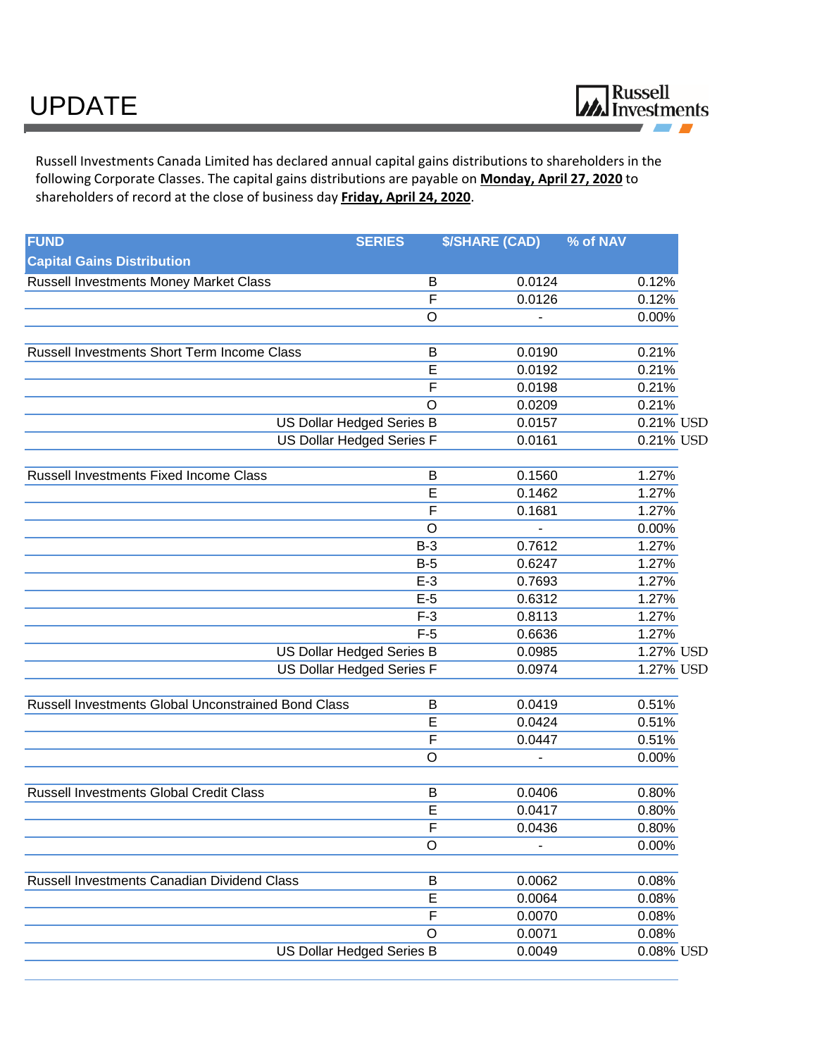# UPDATE

Russell Investments

Russell Investments Canada Limited has declared annual capital gains distributions to shareholders in the following Corporate Classes. The capital gains distributions are payable on **Monday, April 27, 2020** to shareholders of record at the close of business day **Friday, April 24, 2020**.

| FUND<br>Capital Gains Distribution | SERIES | $/SHARE (CAD) | % of NAV |
|---|---|---|---|
| Russell Investments Money Market Class | B | 0.0124 | 0.12% |
| | F | 0.0126 | 0.12% |
| | O | - | 0.00% |
| | | | |
| Russell Investments Short Term Income Class | B | 0.0190 | 0.21% |
| | E | 0.0192 | 0.21% |
| | F | 0.0198 | 0.21% |
| | O | 0.0209 | 0.21% |
| | US Dollar Hedged Series B | 0.0157 | 0.21% USD |
| | US Dollar Hedged Series F | 0.0161 | 0.21% USD |
| | | | |
| Russell Investments Fixed Income Class | B | 0.1560 | 1.27% |
| | E | 0.1462 | 1.27% |
| | F | 0.1681 | 1.27% |
| | O | - | 0.00% |
| | B-3 | 0.7612 | 1.27% |
| | B-5 | 0.6247 | 1.27% |
| | E-3 | 0.7693 | 1.27% |
| | E-5 | 0.6312 | 1.27% |
| | F-3 | 0.8113 | 1.27% |
| | F-5 | 0.6636 | 1.27% |
| | US Dollar Hedged Series B | 0.0985 | 1.27% USD |
| | US Dollar Hedged Series F | 0.0974 | 1.27% USD |
| | | | |
| Russell Investments Global Unconstrained Bond Class | B | 0.0419 | 0.51% |
| | E | 0.0424 | 0.51% |
| | F | 0.0447 | 0.51% |
| | O | - | 0.00% |
| | | | |
| Russell Investments Global Credit Class | B | 0.0406 | 0.80% |
| | E | 0.0417 | 0.80% |
| | F | 0.0436 | 0.80% |
| | O | - | 0.00% |
| | | | |
| Russell Investments Canadian Dividend Class | B | 0.0062 | 0.08% |
| | E | 0.0064 | 0.08% |
| | F | 0.0070 | 0.08% |
| | O | 0.0071 | 0.08% |
| | US Dollar Hedged Series B | 0.0049 | 0.08% USD |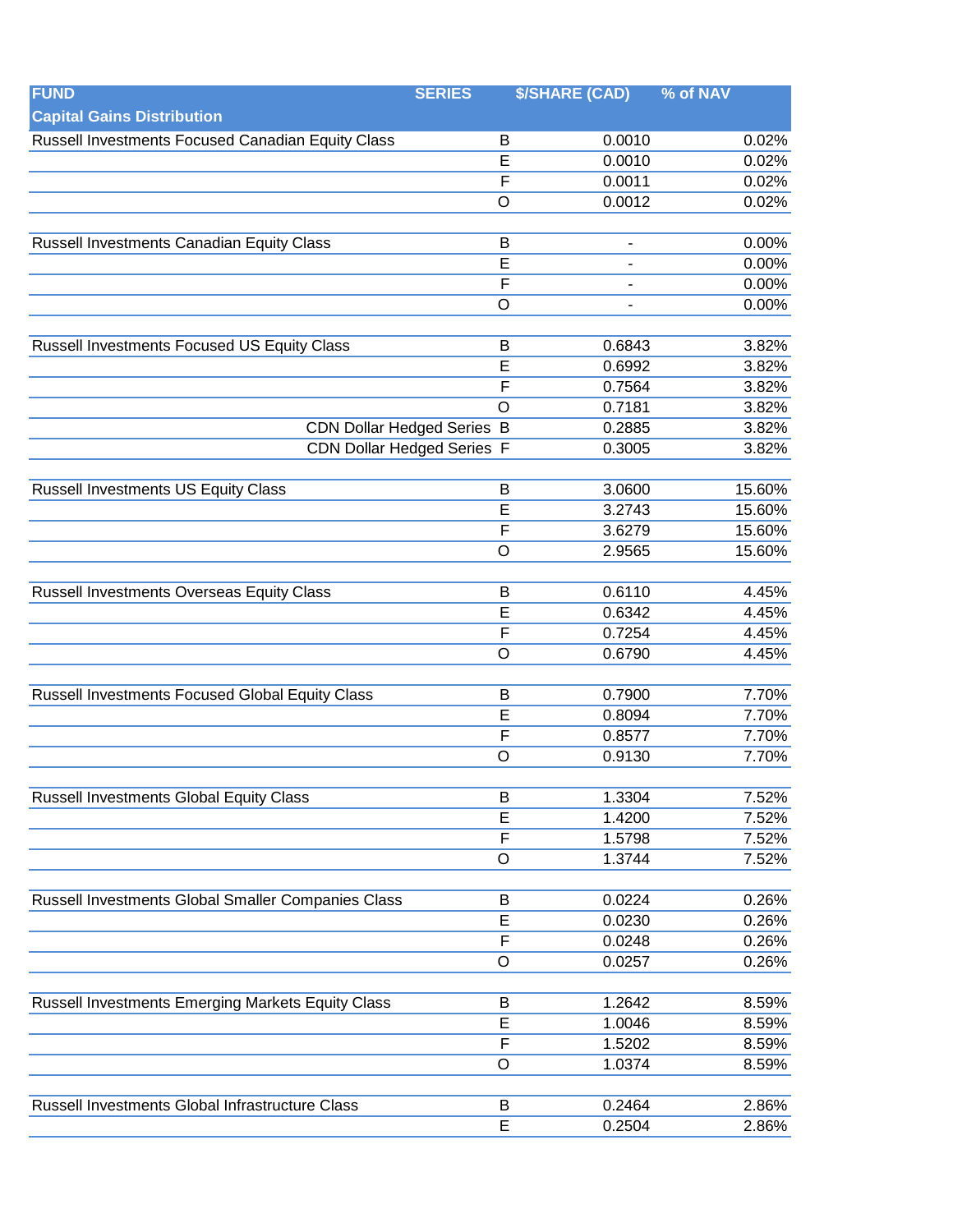| FUND | SERIES | $/SHARE (CAD) | % of NAV |
|---|---|---|---|
| **Capital Gains Distribution** | | | |
| Russell Investments Focused Canadian Equity Class | B | 0.0010 | 0.02% |
| | E | 0.0010 | 0.02% |
| | F | 0.0011 | 0.02% |
| | O | 0.0012 | 0.02% |
| | | | |
| Russell Investments Canadian Equity Class | B | - | 0.00% |
| | E | - | 0.00% |
| | F | - | 0.00% |
| | O | - | 0.00% |
| | | | |
| Russell Investments Focused US Equity Class | B | 0.6843 | 3.82% |
| | E | 0.6992 | 3.82% |
| | F | 0.7564 | 3.82% |
| | O | 0.7181 | 3.82% |
| CDN Dollar Hedged Series | B | 0.2885 | 3.82% |
| CDN Dollar Hedged Series | F | 0.3005 | 3.82% |
| | | | |
| Russell Investments US Equity Class | B | 3.0600 | 15.60% |
| | E | 3.2743 | 15.60% |
| | F | 3.6279 | 15.60% |
| | O | 2.9565 | 15.60% |
| | | | |
| Russell Investments Overseas Equity Class | B | 0.6110 | 4.45% |
| | E | 0.6342 | 4.45% |
| | F | 0.7254 | 4.45% |
| | O | 0.6790 | 4.45% |
| | | | |
| Russell Investments Focused Global Equity Class | B | 0.7900 | 7.70% |
| | E | 0.8094 | 7.70% |
| | F | 0.8577 | 7.70% |
| | O | 0.9130 | 7.70% |
| | | | |
| Russell Investments Global Equity Class | B | 1.3304 | 7.52% |
| | E | 1.4200 | 7.52% |
| | F | 1.5798 | 7.52% |
| | O | 1.3744 | 7.52% |
| | | | |
| Russell Investments Global Smaller Companies Class | B | 0.0224 | 0.26% |
| | E | 0.0230 | 0.26% |
| | F | 0.0248 | 0.26% |
| | O | 0.0257 | 0.26% |
| | | | |
| Russell Investments Emerging Markets Equity Class | B | 1.2642 | 8.59% |
| | E | 1.0046 | 8.59% |
| | F | 1.5202 | 8.59% |
| | O | 1.0374 | 8.59% |
| | | | |
| Russell Investments Global Infrastructure Class | B | 0.2464 | 2.86% |
| | E | 0.2504 | 2.86% |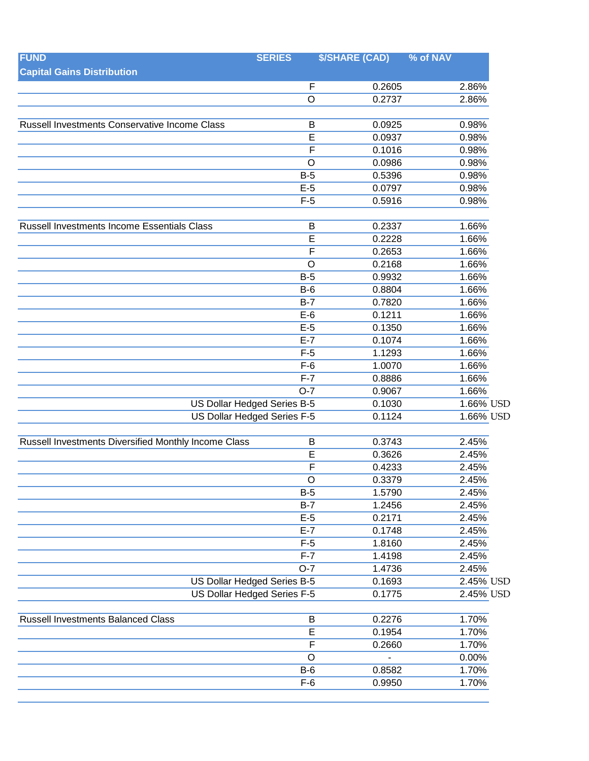| FUND<br>Capital Gains Distribution | SERIES | $/SHARE (CAD) | % of NAV | |
|---|---|---|---|---|
| | F | 0.2605 | 2.86% | |
| | O | 0.2737 | 2.86% | |
| | | | | |
| Russell Investments Conservative Income Class | B | 0.0925 | 0.98% | |
| | E | 0.0937 | 0.98% | |
| | F | 0.1016 | 0.98% | |
| | O | 0.0986 | 0.98% | |
| | B-5 | 0.5396 | 0.98% | |
| | E-5 | 0.0797 | 0.98% | |
| | F-5 | 0.5916 | 0.98% | |
| | | | | |
| Russell Investments Income Essentials Class | B | 0.2337 | 1.66% | |
| | E | 0.2228 | 1.66% | |
| | F | 0.2653 | 1.66% | |
| | O | 0.2168 | 1.66% | |
| | B-5 | 0.9932 | 1.66% | |
| | B-6 | 0.8804 | 1.66% | |
| | B-7 | 0.7820 | 1.66% | |
| | E-6 | 0.1211 | 1.66% | |
| | E-5 | 0.1350 | 1.66% | |
| | E-7 | 0.1074 | 1.66% | |
| | F-5 | 1.1293 | 1.66% | |
| | F-6 | 1.0070 | 1.66% | |
| | F-7 | 0.8886 | 1.66% | |
| | O-7 | 0.9067 | 1.66% | |
| | US Dollar Hedged Series B-5 | 0.1030 | 1.66% | USD |
| | US Dollar Hedged Series F-5 | 0.1124 | 1.66% | USD |
| | | | | |
| Russell Investments Diversified Monthly Income Class | B | 0.3743 | 2.45% | |
| | E | 0.3626 | 2.45% | |
| | F | 0.4233 | 2.45% | |
| | O | 0.3379 | 2.45% | |
| | B-5 | 1.5790 | 2.45% | |
| | B-7 | 1.2456 | 2.45% | |
| | E-5 | 0.2171 | 2.45% | |
| | E-7 | 0.1748 | 2.45% | |
| | F-5 | 1.8160 | 2.45% | |
| | F-7 | 1.4198 | 2.45% | |
| | O-7 | 1.4736 | 2.45% | |
| | US Dollar Hedged Series B-5 | 0.1693 | 2.45% | USD |
| | US Dollar Hedged Series F-5 | 0.1775 | 2.45% | USD |
| | | | | |
| Russell Investments Balanced Class | B | 0.2276 | 1.70% | |
| | E | 0.1954 | 1.70% | |
| | F | 0.2660 | 1.70% | |
| | O | - | 0.00% | |
| | B-6 | 0.8582 | 1.70% | |
| | F-6 | 0.9950 | 1.70% | |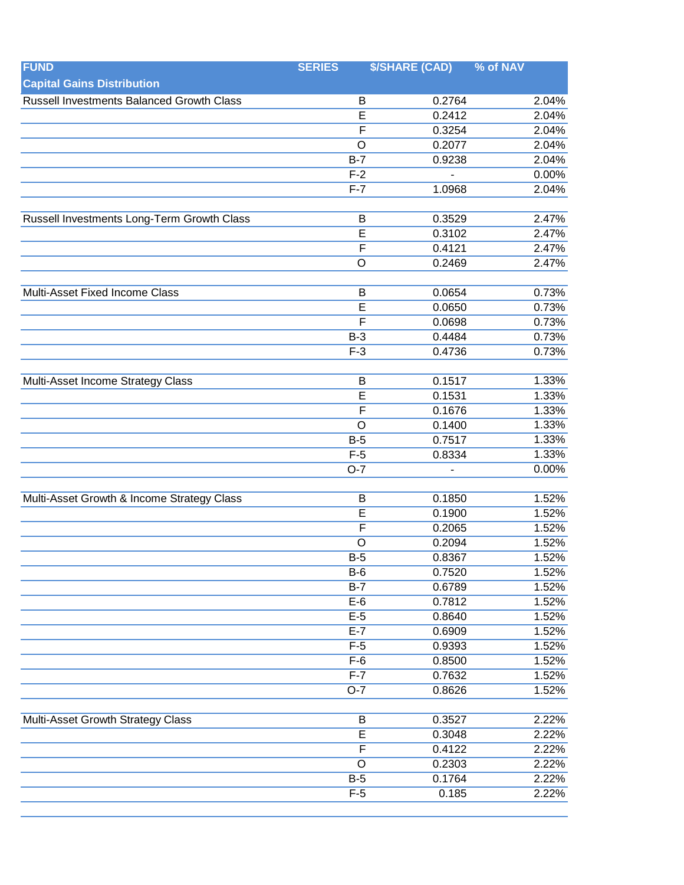| FUND | SERIES | $/SHARE (CAD) | % of NAV |
| --- | --- | --- | --- |
| **Capital Gains Distribution** | | | |
| Russell Investments Balanced Growth Class | B | 0.2764 | 2.04% |
| | E | 0.2412 | 2.04% |
| | F | 0.3254 | 2.04% |
| | O | 0.2077 | 2.04% |
| | B-7 | 0.9238 | 2.04% |
| | F-2 | - | 0.00% |
| | F-7 | 1.0968 | 2.04% |
| | | | |
| Russell Investments Long-Term Growth Class | B | 0.3529 | 2.47% |
| | E | 0.3102 | 2.47% |
| | F | 0.4121 | 2.47% |
| | O | 0.2469 | 2.47% |
| | | | |
| Multi-Asset Fixed Income Class | B | 0.0654 | 0.73% |
| | E | 0.0650 | 0.73% |
| | F | 0.0698 | 0.73% |
| | B-3 | 0.4484 | 0.73% |
| | F-3 | 0.4736 | 0.73% |
| | | | |
| Multi-Asset Income Strategy Class | B | 0.1517 | 1.33% |
| | E | 0.1531 | 1.33% |
| | F | 0.1676 | 1.33% |
| | O | 0.1400 | 1.33% |
| | B-5 | 0.7517 | 1.33% |
| | F-5 | 0.8334 | 1.33% |
| | O-7 | - | 0.00% |
| | | | |
| Multi-Asset Growth & Income Strategy Class | B | 0.1850 | 1.52% |
| | E | 0.1900 | 1.52% |
| | F | 0.2065 | 1.52% |
| | O | 0.2094 | 1.52% |
| | B-5 | 0.8367 | 1.52% |
| | B-6 | 0.7520 | 1.52% |
| | B-7 | 0.6789 | 1.52% |
| | E-6 | 0.7812 | 1.52% |
| | E-5 | 0.8640 | 1.52% |
| | E-7 | 0.6909 | 1.52% |
| | F-5 | 0.9393 | 1.52% |
| | F-6 | 0.8500 | 1.52% |
| | F-7 | 0.7632 | 1.52% |
| | O-7 | 0.8626 | 1.52% |
| | | | |
| Multi-Asset Growth Strategy Class | B | 0.3527 | 2.22% |
| | E | 0.3048 | 2.22% |
| | F | 0.4122 | 2.22% |
| | O | 0.2303 | 2.22% |
| | B-5 | 0.1764 | 2.22% |
| | F-5 | 0.185 | 2.22% |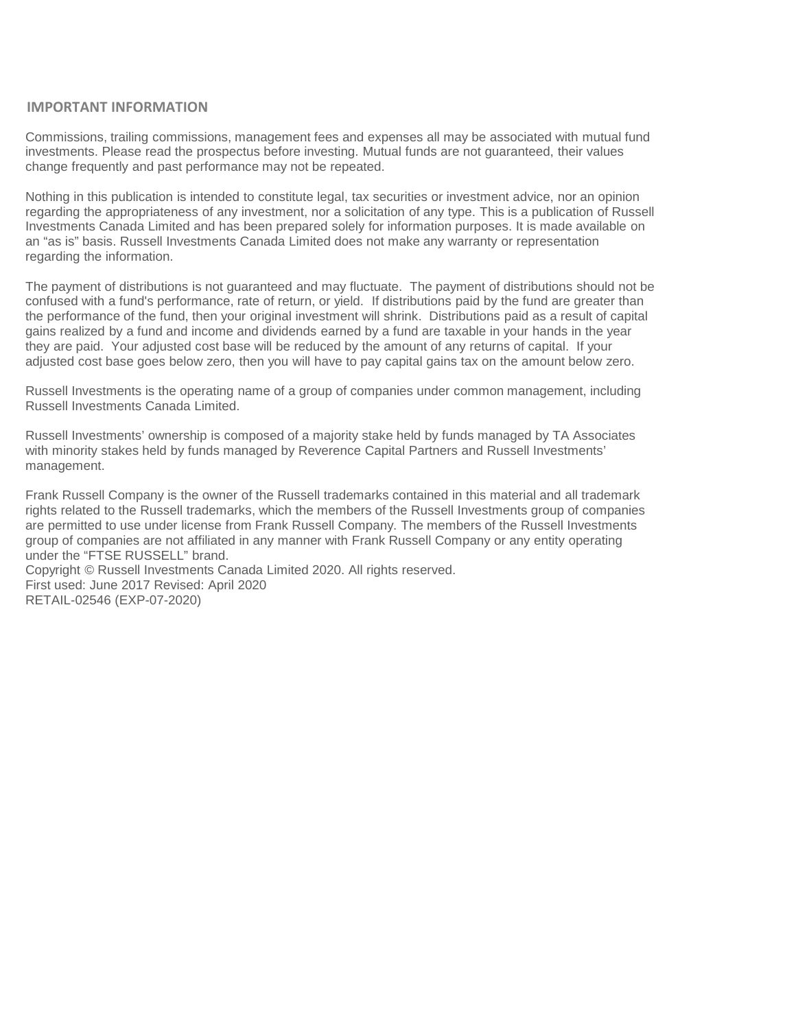## IMPORTANT INFORMATION

Commissions, trailing commissions, management fees and expenses all may be associated with mutual fund investments. Please read the prospectus before investing. Mutual funds are not guaranteed, their values change frequently and past performance may not be repeated.

Nothing in this publication is intended to constitute legal, tax securities or investment advice, nor an opinion regarding the appropriateness of any investment, nor a solicitation of any type. This is a publication of Russell Investments Canada Limited and has been prepared solely for information purposes. It is made available on an “as is” basis. Russell Investments Canada Limited does not make any warranty or representation regarding the information.

The payment of distributions is not guaranteed and may fluctuate. The payment of distributions should not be confused with a fund's performance, rate of return, or yield. If distributions paid by the fund are greater than the performance of the fund, then your original investment will shrink. Distributions paid as a result of capital gains realized by a fund and income and dividends earned by a fund are taxable in your hands in the year they are paid. Your adjusted cost base will be reduced by the amount of any returns of capital. If your adjusted cost base goes below zero, then you will have to pay capital gains tax on the amount below zero.

Russell Investments is the operating name of a group of companies under common management, including Russell Investments Canada Limited.

Russell Investments’ ownership is composed of a majority stake held by funds managed by TA Associates with minority stakes held by funds managed by Reverence Capital Partners and Russell Investments’ management.

Frank Russell Company is the owner of the Russell trademarks contained in this material and all trademark rights related to the Russell trademarks, which the members of the Russell Investments group of companies are permitted to use under license from Frank Russell Company. The members of the Russell Investments group of companies are not affiliated in any manner with Frank Russell Company or any entity operating under the “FTSE RUSSELL” brand.
Copyright © Russell Investments Canada Limited 2020. All rights reserved.
First used: June 2017 Revised: April 2020
RETAIL-02546 (EXP-07-2020)